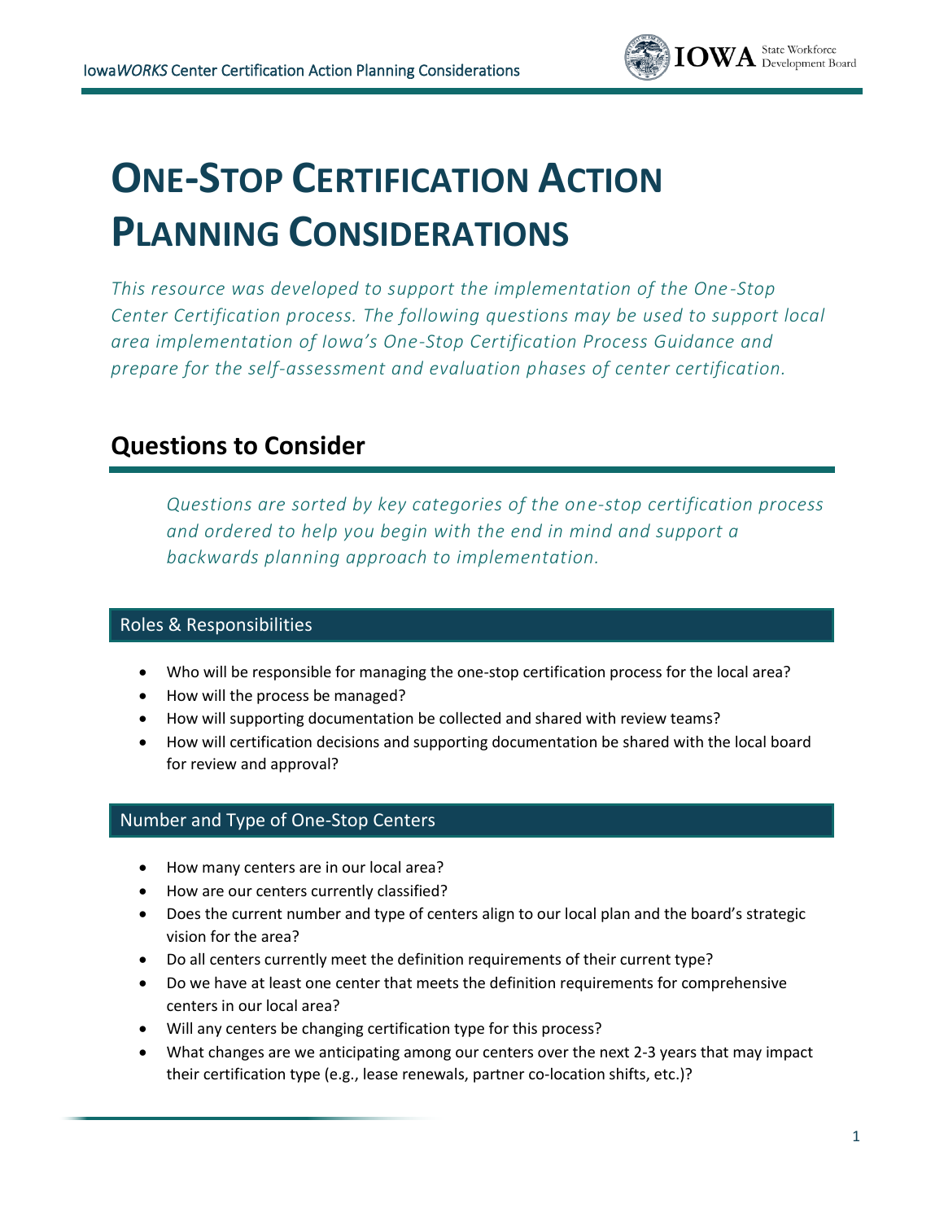# ONE-STOP CERTIFICATION ACTION PLANNING CONSIDERATIONS

*This resource was developed to support the implementation of the One-Stop Center Certification process. The following questions may be used to support local area implementation of Iowa's One-Stop Certification Process Guidance and prepare for the self-assessment and evaluation phases of center certification.*

## Questions to Consider

*Questions are sorted by key categories of the one-stop certification process and ordered to help you begin with the end in mind and support a backwards planning approach to implementation.*

### Roles & Responsibilities

- Who will be responsible for managing the one-stop certification process for the local area?
- How will the process be managed?
- How will supporting documentation be collected and shared with review teams?
- How will certification decisions and supporting documentation be shared with the local board for review and approval?

### Number and Type of One-Stop Centers

- How many centers are in our local area?
- How are our centers currently classified?
- Does the current number and type of centers align to our local plan and the board's strategic vision for the area?
- Do all centers currently meet the definition requirements of their current type?
- Do we have at least one center that meets the definition requirements for comprehensive centers in our local area?
- Will any centers be changing certification type for this process?
- What changes are we anticipating among our centers over the next 2-3 years that may impact their certification type (e.g., lease renewals, partner co-location shifts, etc.)?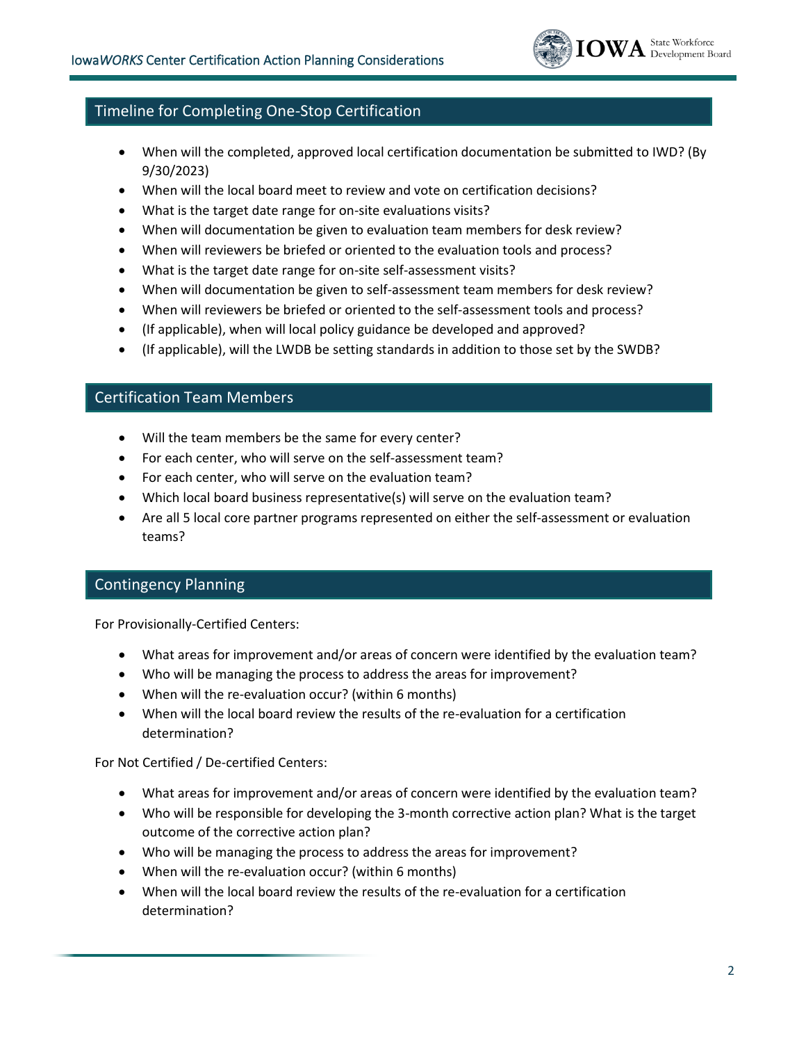## Timeline for Completing One-Stop Certification

- When will the completed, approved local certification documentation be submitted to IWD? (By 9/30/2023)
- When will the local board meet to review and vote on certification decisions?
- What is the target date range for on-site evaluations visits?
- When will documentation be given to evaluation team members for desk review?
- When will reviewers be briefed or oriented to the evaluation tools and process?
- What is the target date range for on-site self-assessment visits?
- When will documentation be given to self-assessment team members for desk review?
- When will reviewers be briefed or oriented to the self-assessment tools and process?
- (If applicable), when will local policy guidance be developed and approved?
- (If applicable), will the LWDB be setting standards in addition to those set by the SWDB?

## Certification Team Members

- Will the team members be the same for every center?
- For each center, who will serve on the self-assessment team?
- For each center, who will serve on the evaluation team?
- Which local board business representative(s) will serve on the evaluation team?
- Are all 5 local core partner programs represented on either the self-assessment or evaluation teams?

## Contingency Planning

For Provisionally-Certified Centers:

- What areas for improvement and/or areas of concern were identified by the evaluation team?
- Who will be managing the process to address the areas for improvement?
- When will the re-evaluation occur? (within 6 months)
- When will the local board review the results of the re-evaluation for a certification determination?

For Not Certified / De-certified Centers:

- What areas for improvement and/or areas of concern were identified by the evaluation team?
- Who will be responsible for developing the 3-month corrective action plan? What is the target outcome of the corrective action plan?
- Who will be managing the process to address the areas for improvement?
- When will the re-evaluation occur? (within 6 months)
- When will the local board review the results of the re-evaluation for a certification determination?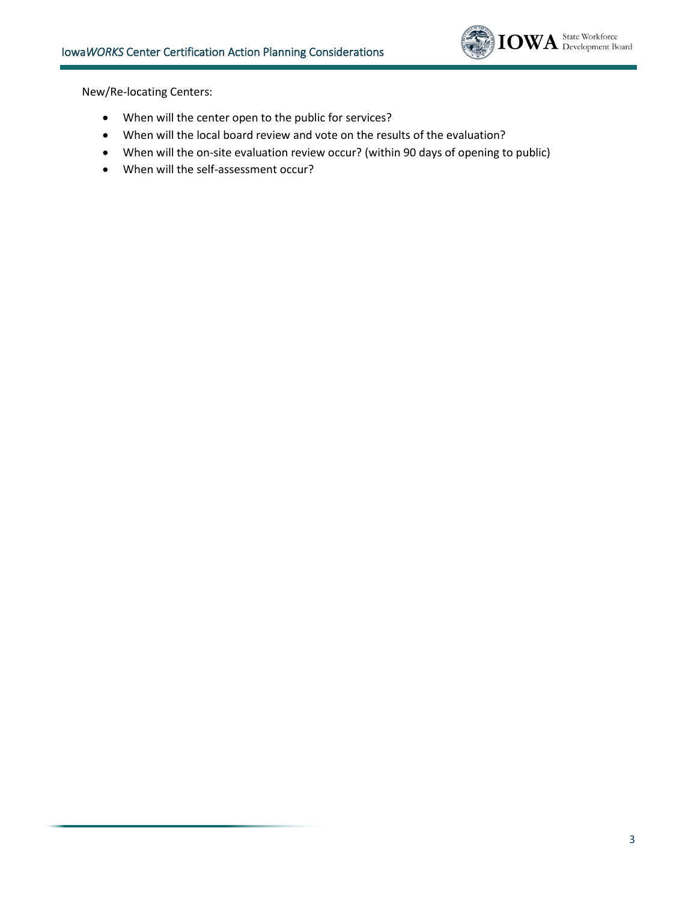New/Re-locating Centers:

- When will the center open to the public for services?
- When will the local board review and vote on the results of the evaluation?
- When will the on-site evaluation review occur? (within 90 days of opening to public)
- When will the self-assessment occur?